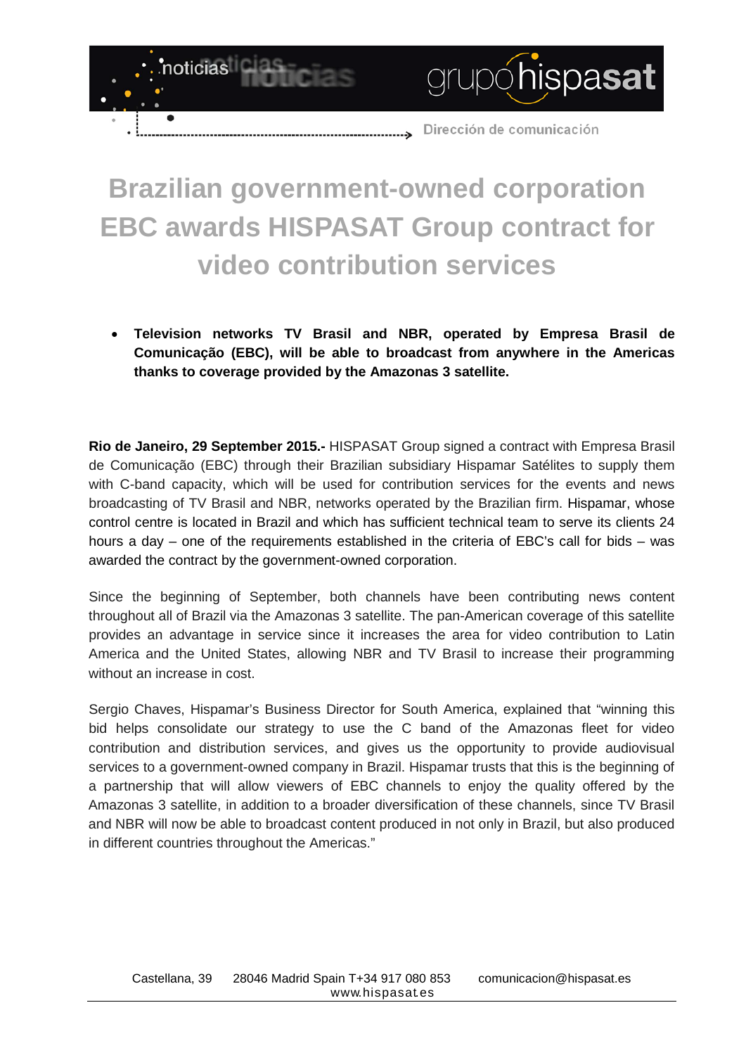# Brazilian government-owned corporation EBC awards HISPASAT Group contract for video contribution services

- **Television networks TV Brasil and NBR, operated by Empresa Brasil de Comunicação (EBC), will be able to broadcast from anywhere in the Americas thanks to coverage provided by the Amazonas 3 satellite.**

**Rio de Janeiro, 29 September 2015.-** HISPASAT Group signed a contract with Empresa Brasil de Comunicação (EBC) through their Brazilian subsidiary Hispamar Satélites to supply them with C-band capacity, which will be used for contribution services for the events and news broadcasting of TV Brasil and NBR, networks operated by the Brazilian firm. Hispamar, whose control centre is located in Brazil and which has sufficient technical team to serve its clients 24 hours a day – one of the requirements established in the criteria of EBC's call for bids – was awarded the contract by the government-owned corporation.

Since the beginning of September, both channels have been contributing news content throughout all of Brazil via the Amazonas 3 satellite. The pan-American coverage of this satellite provides an advantage in service since it increases the area for video contribution to Latin America and the United States, allowing NBR and TV Brasil to increase their programming without an increase in cost.

Sergio Chaves, Hispamar's Business Director for South America, explained that "winning this bid helps consolidate our strategy to use the C band of the Amazonas fleet for video contribution and distribution services, and gives us the opportunity to provide audiovisual services to a government-owned company in Brazil. Hispamar trusts that this is the beginning of a partnership that will allow viewers of EBC channels to enjoy the quality offered by the Amazonas 3 satellite, in addition to a broader diversification of these channels, since TV Brasil and NBR will now be able to broadcast content produced in not only in Brazil, but also produced in different countries throughout the Americas."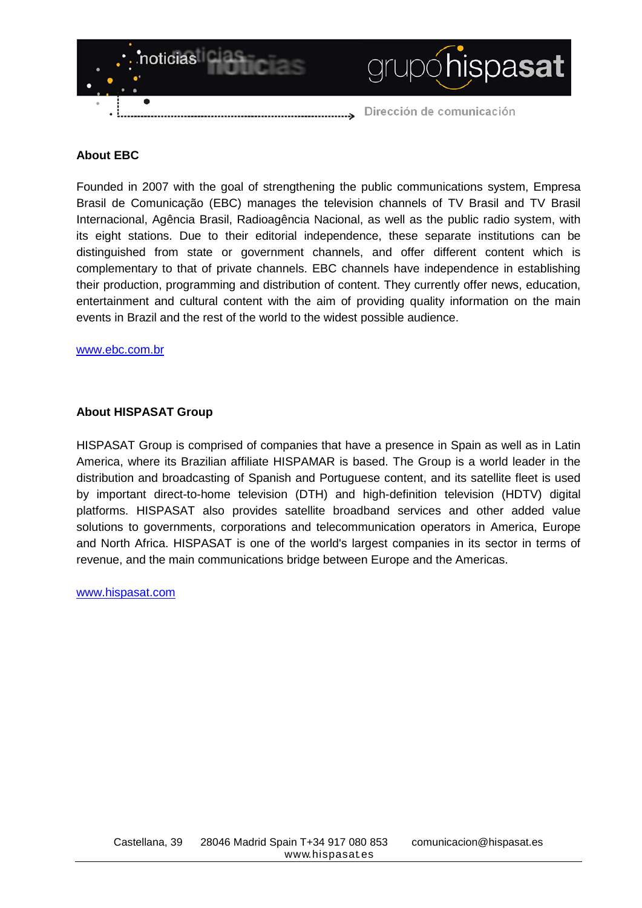## About EBC

Founded in 2007 with the goal of strengthening the public communications system, Empresa Brasil de Comunicação (EBC) manages the television channels of TV Brasil and TV Brasil Internacional, Agência Brasil, Radioagência Nacional, as well as the public radio system, with its eight stations. Due to their editorial independence, these separate institutions can be distinguished from state or government channels, and offer different content which is complementary to that of private channels. EBC channels have independence in establishing their production, programming and distribution of content. They currently offer news, education, entertainment and cultural content with the aim of providing quality information on the main events in Brazil and the rest of the world to the widest possible audience.

www.ebc.com.br

## About HISPASAT Group

HISPASAT Group is comprised of companies that have a presence in Spain as well as in Latin America, where its Brazilian affiliate HISPAMAR is based. The Group is a world leader in the distribution and broadcasting of Spanish and Portuguese content, and its satellite fleet is used by important direct-to-home television (DTH) and high-definition television (HDTV) digital platforms. HISPASAT also provides satellite broadband services and other added value solutions to governments, corporations and telecommunication operators in America, Europe and North Africa. HISPASAT is one of the world's largest companies in its sector in terms of revenue, and the main communications bridge between Europe and the Americas.

www.hispasat.com